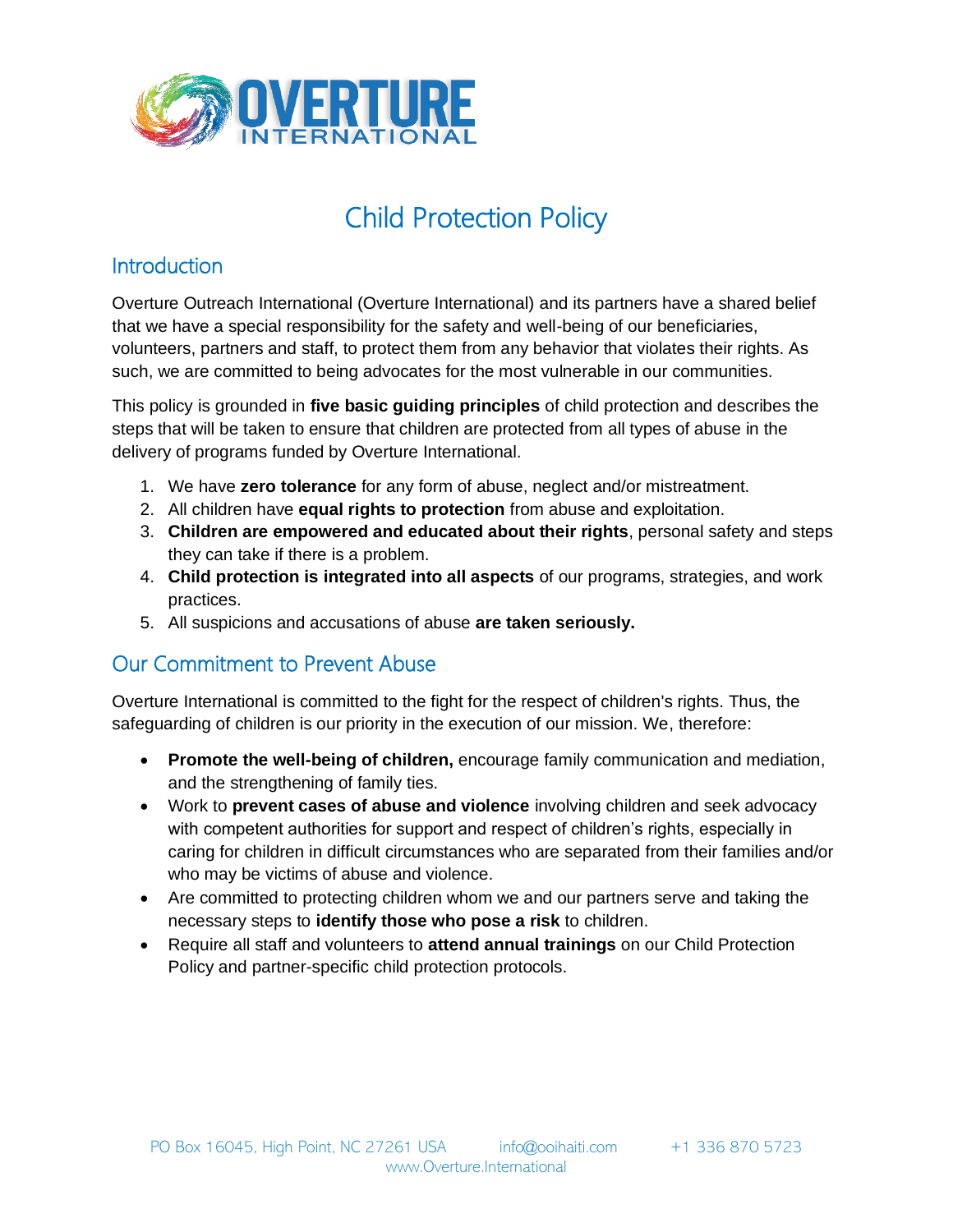# Child Protection Policy

## Introduction

Overture Outreach International (Overture International) and its partners have a shared belief that we have a special responsibility for the safety and well-being of our beneficiaries, volunteers, partners and staff, to protect them from any behavior that violates their rights. As such, we are committed to being advocates for the most vulnerable in our communities.

This policy is grounded in **five basic guiding principles** of child protection and describes the steps that will be taken to ensure that children are protected from all types of abuse in the delivery of programs funded by Overture International.

1. We have **zero tolerance** for any form of abuse, neglect and/or mistreatment.
2. All children have **equal rights to protection** from abuse and exploitation.
3. **Children are empowered and educated about their rights**, personal safety and steps they can take if there is a problem.
4. **Child protection is integrated into all aspects** of our programs, strategies, and work practices.
5. All suspicions and accusations of abuse **are taken seriously.**

## Our Commitment to Prevent Abuse

Overture International is committed to the fight for the respect of children's rights. Thus, the safeguarding of children is our priority in the execution of our mission. We, therefore:

- **Promote the well-being of children,** encourage family communication and mediation, and the strengthening of family ties.
- Work to **prevent cases of abuse and violence** involving children and seek advocacy with competent authorities for support and respect of children's rights, especially in caring for children in difficult circumstances who are separated from their families and/or who may be victims of abuse and violence.
- Are committed to protecting children whom we and our partners serve and taking the necessary steps to **identify those who pose a risk** to children.
- Require all staff and volunteers to **attend annual trainings** on our Child Protection Policy and partner-specific child protection protocols.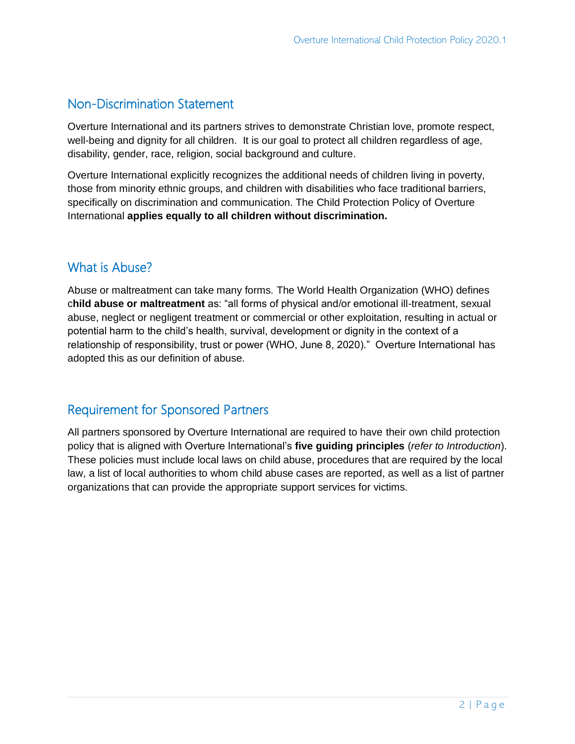## Non-Discrimination Statement

Overture International and its partners strives to demonstrate Christian love, promote respect, well-being and dignity for all children. It is our goal to protect all children regardless of age, disability, gender, race, religion, social background and culture.

Overture International explicitly recognizes the additional needs of children living in poverty, those from minority ethnic groups, and children with disabilities who face traditional barriers, specifically on discrimination and communication. The Child Protection Policy of Overture International **applies equally to all children without discrimination.**

## What is Abuse?

Abuse or maltreatment can take many forms. The World Health Organization (WHO) defines c**hild abuse or maltreatment** as: "all forms of physical and/or emotional ill-treatment, sexual abuse, neglect or negligent treatment or commercial or other exploitation, resulting in actual or potential harm to the child's health, survival, development or dignity in the context of a relationship of responsibility, trust or power (WHO, June 8, 2020)." Overture International has adopted this as our definition of abuse.

## Requirement for Sponsored Partners

All partners sponsored by Overture International are required to have their own child protection policy that is aligned with Overture International's **five guiding principles** (*refer to Introduction*). These policies must include local laws on child abuse, procedures that are required by the local law, a list of local authorities to whom child abuse cases are reported, as well as a list of partner organizations that can provide the appropriate support services for victims.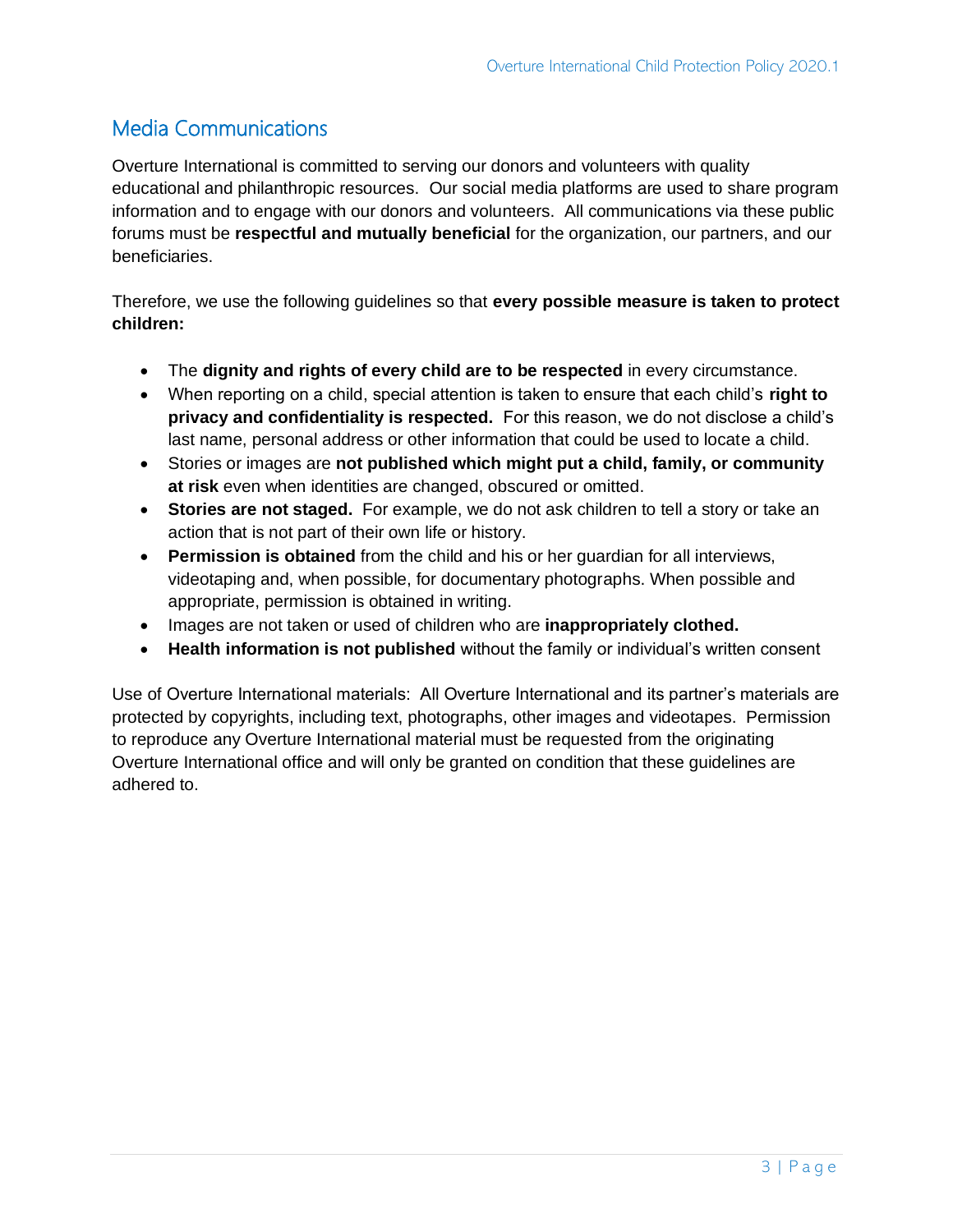## Media Communications

Overture International is committed to serving our donors and volunteers with quality educational and philanthropic resources. Our social media platforms are used to share program information and to engage with our donors and volunteers. All communications via these public forums must be **respectful and mutually beneficial** for the organization, our partners, and our beneficiaries.

Therefore, we use the following guidelines so that **every possible measure is taken to protect children:**

- The **dignity and rights of every child are to be respected** in every circumstance.
- When reporting on a child, special attention is taken to ensure that each child's **right to privacy and confidentiality is respected.** For this reason, we do not disclose a child's last name, personal address or other information that could be used to locate a child.
- Stories or images are **not published which might put a child, family, or community at risk** even when identities are changed, obscured or omitted.
- **Stories are not staged.** For example, we do not ask children to tell a story or take an action that is not part of their own life or history.
- **Permission is obtained** from the child and his or her guardian for all interviews, videotaping and, when possible, for documentary photographs. When possible and appropriate, permission is obtained in writing.
- Images are not taken or used of children who are **inappropriately clothed.**
- **Health information is not published** without the family or individual's written consent

Use of Overture International materials: All Overture International and its partner's materials are protected by copyrights, including text, photographs, other images and videotapes. Permission to reproduce any Overture International material must be requested from the originating Overture International office and will only be granted on condition that these guidelines are adhered to.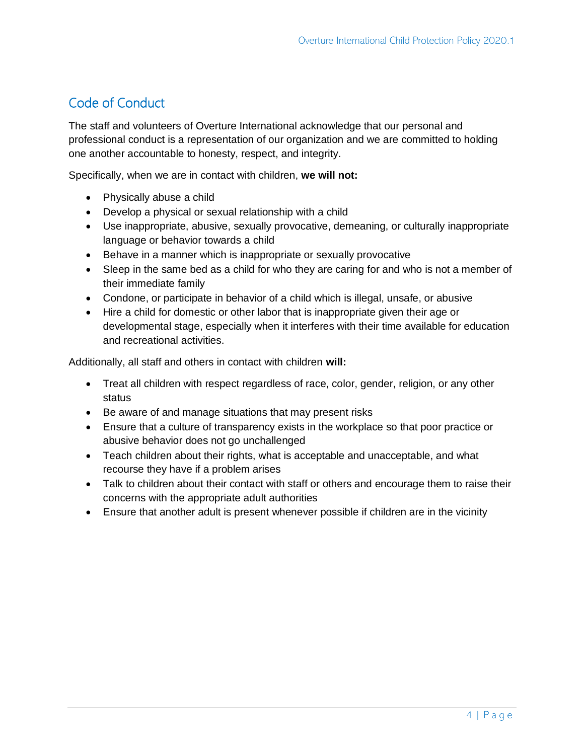## Code of Conduct

The staff and volunteers of Overture International acknowledge that our personal and professional conduct is a representation of our organization and we are committed to holding one another accountable to honesty, respect, and integrity.

Specifically, when we are in contact with children, **we will not:**

- Physically abuse a child
- Develop a physical or sexual relationship with a child
- Use inappropriate, abusive, sexually provocative, demeaning, or culturally inappropriate language or behavior towards a child
- Behave in a manner which is inappropriate or sexually provocative
- Sleep in the same bed as a child for who they are caring for and who is not a member of their immediate family
- Condone, or participate in behavior of a child which is illegal, unsafe, or abusive
- Hire a child for domestic or other labor that is inappropriate given their age or developmental stage, especially when it interferes with their time available for education and recreational activities.

Additionally, all staff and others in contact with children **will:**

- Treat all children with respect regardless of race, color, gender, religion, or any other status
- Be aware of and manage situations that may present risks
- Ensure that a culture of transparency exists in the workplace so that poor practice or abusive behavior does not go unchallenged
- Teach children about their rights, what is acceptable and unacceptable, and what recourse they have if a problem arises
- Talk to children about their contact with staff or others and encourage them to raise their concerns with the appropriate adult authorities
- Ensure that another adult is present whenever possible if children are in the vicinity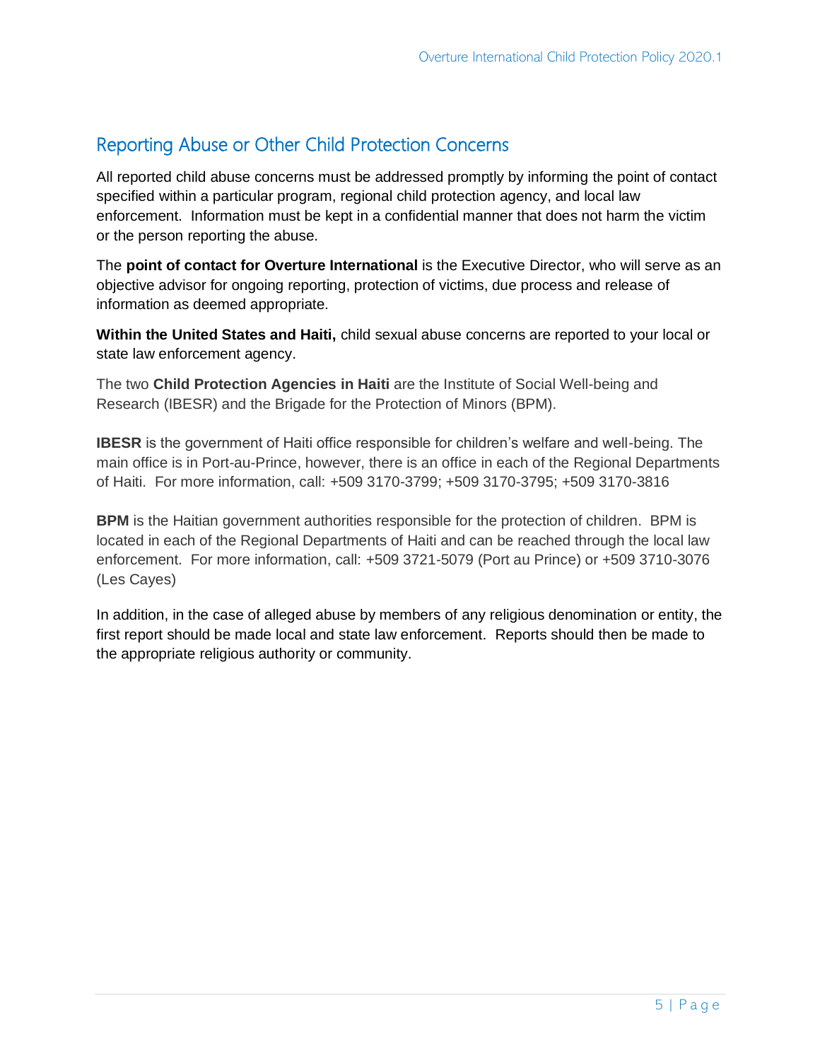## Reporting Abuse or Other Child Protection Concerns

All reported child abuse concerns must be addressed promptly by informing the point of contact specified within a particular program, regional child protection agency, and local law enforcement. Information must be kept in a confidential manner that does not harm the victim or the person reporting the abuse.

The **point of contact for Overture International** is the Executive Director, who will serve as an objective advisor for ongoing reporting, protection of victims, due process and release of information as deemed appropriate.

**Within the United States and Haiti,** child sexual abuse concerns are reported to your local or state law enforcement agency.

The two **Child Protection Agencies in Haiti** are the Institute of Social Well-being and Research (IBESR) and the Brigade for the Protection of Minors (BPM).

**IBESR** is the government of Haiti office responsible for children's welfare and well-being. The main office is in Port-au-Prince, however, there is an office in each of the Regional Departments of Haiti. For more information, call: +509 3170-3799; +509 3170-3795; +509 3170-3816

**BPM** is the Haitian government authorities responsible for the protection of children. BPM is located in each of the Regional Departments of Haiti and can be reached through the local law enforcement. For more information, call: +509 3721-5079 (Port au Prince) or +509 3710-3076 (Les Cayes)

In addition, in the case of alleged abuse by members of any religious denomination or entity, the first report should be made local and state law enforcement. Reports should then be made to the appropriate religious authority or community.